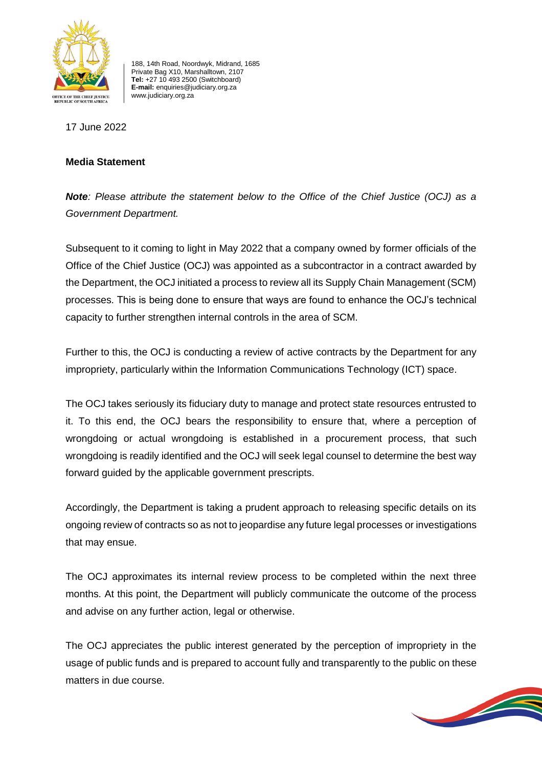OFFICE OF THE CHIEF JUSTICE
REPUBLIC OF SOUTH AFRICA

188, 14th Road, Noordwyk, Midrand, 1685
Private Bag X10, Marshalltown, 2107
**Tel:** +27 10 493 2500 (Switchboard)
**E-mail:** enquiries@judiciary.org.za
www.judiciary.org.za

17 June 2022

**Media Statement**

***Note**: Please attribute the statement below to the Office of the Chief Justice (OCJ) as a Government Department.*

Subsequent to it coming to light in May 2022 that a company owned by former officials of the Office of the Chief Justice (OCJ) was appointed as a subcontractor in a contract awarded by the Department, the OCJ initiated a process to review all its Supply Chain Management (SCM) processes. This is being done to ensure that ways are found to enhance the OCJ's technical capacity to further strengthen internal controls in the area of SCM.

Further to this, the OCJ is conducting a review of active contracts by the Department for any impropriety, particularly within the Information Communications Technology (ICT) space.

The OCJ takes seriously its fiduciary duty to manage and protect state resources entrusted to it. To this end, the OCJ bears the responsibility to ensure that, where a perception of wrongdoing or actual wrongdoing is established in a procurement process, that such wrongdoing is readily identified and the OCJ will seek legal counsel to determine the best way forward guided by the applicable government prescripts.

Accordingly, the Department is taking a prudent approach to releasing specific details on its ongoing review of contracts so as not to jeopardise any future legal processes or investigations that may ensue.

The OCJ approximates its internal review process to be completed within the next three months. At this point, the Department will publicly communicate the outcome of the process and advise on any further action, legal or otherwise.

The OCJ appreciates the public interest generated by the perception of impropriety in the usage of public funds and is prepared to account fully and transparently to the public on these matters in due course.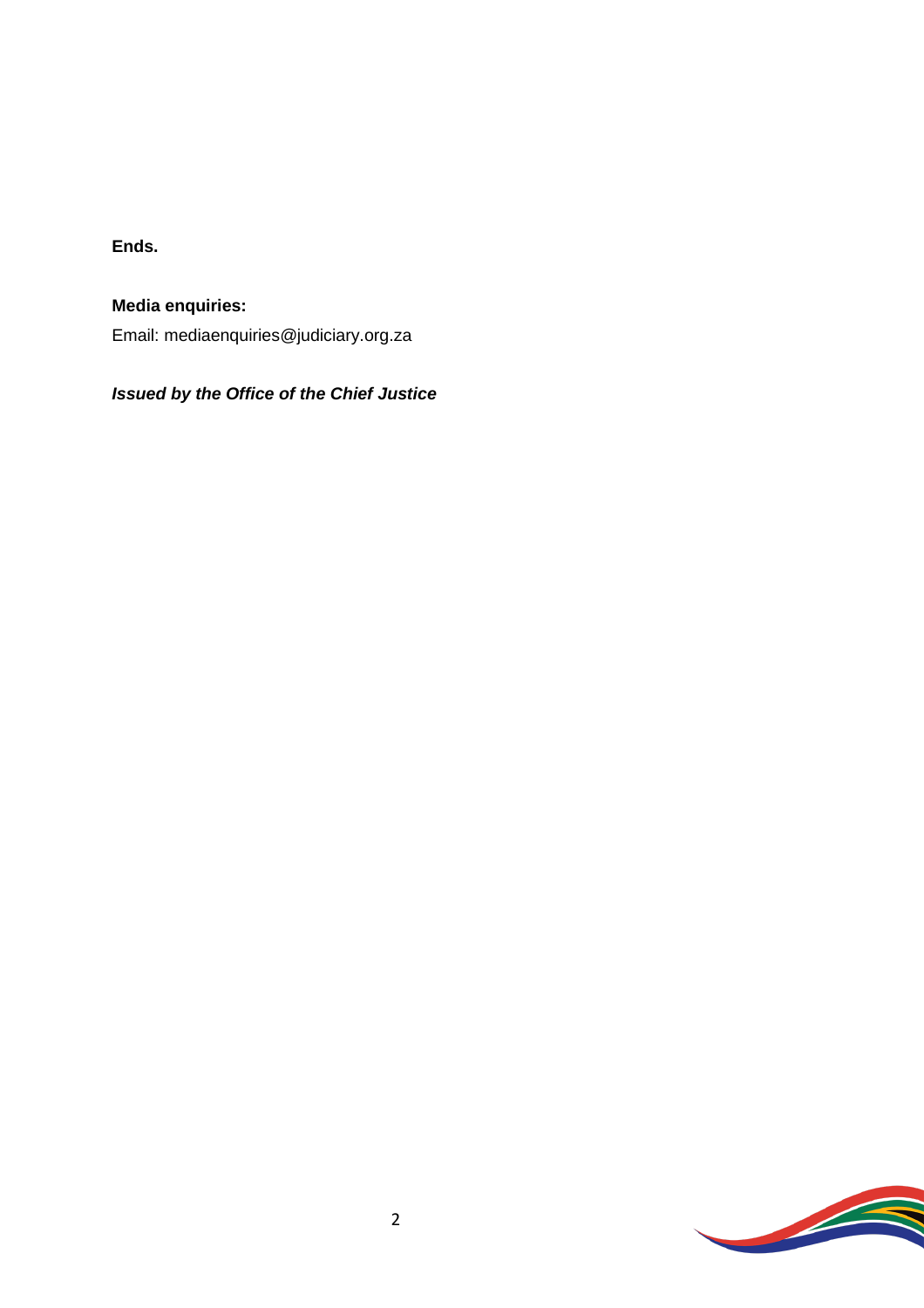**Ends.**

**Media enquiries:**

Email: mediaenquiries@judiciary.org.za

***Issued by the Office of the Chief Justice***